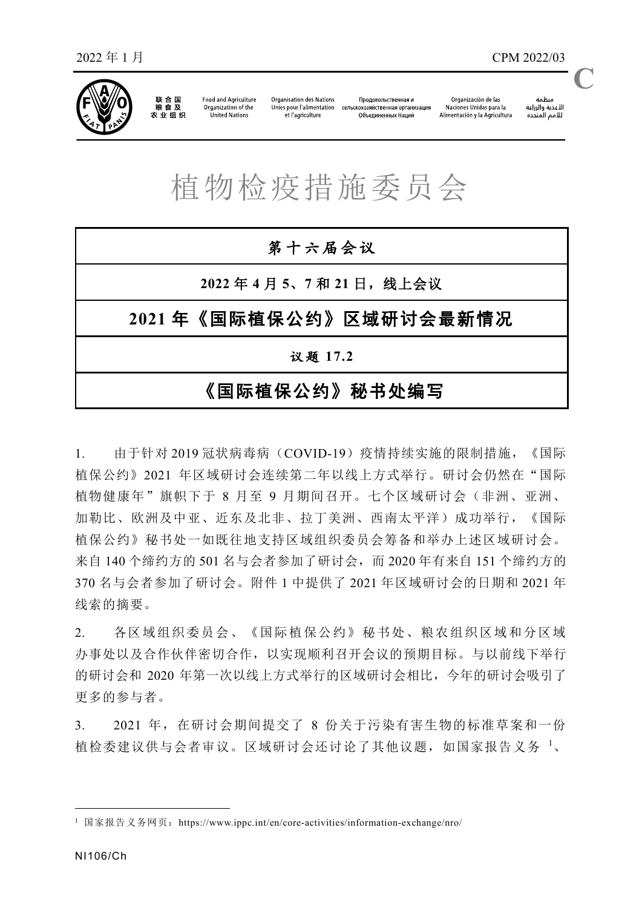2022 年 1 月 CPM 2022/03

C

联合国粮食及农业组织 Food and Agriculture Organization of the United Nations Organisation des Nations Unies pour l'alimentation et l'agriculture Продовольственная и сельскохозяйственная организация Объединенных Наций Organización de las Naciones Unidas para la Alimentación y la Agricultura منظمة الأغذية والزراعة للأمم المتحدة

# 植物检疫措施委员会

**第十六届会议**

**2022 年 4 月 5、7 和 21 日，线上会议**

## 2021 年《国际植保公约》区域研讨会最新情况

**议题 17.2**

**《国际植保公约》秘书处编写**

1. 由于针对 2019 冠状病毒病（COVID-19）疫情持续实施的限制措施，《国际植保公约》2021 年区域研讨会连续第二年以线上方式举行。研讨会仍然在“国际植物健康年”旗帜下于 8 月至 9 月期间召开。七个区域研讨会（非洲、亚洲、加勒比、欧洲及中亚、近东及北非、拉丁美洲、西南太平洋）成功举行，《国际植保公约》秘书处一如既往地支持区域组织委员会筹备和举办上述区域研讨会。来自 140 个缔约方的 501 名与会者参加了研讨会，而 2020 年有来自 151 个缔约方的 370 名与会者参加了研讨会。附件 1 中提供了 2021 年区域研讨会的日期和 2021 年线索的摘要。

2. 各区域组织委员会、《国际植保公约》秘书处、粮农组织区域和分区域办事处以及合作伙伴密切合作，以实现顺利召开会议的预期目标。与以前线下举行的研讨会和 2020 年第一次以线上方式举行的区域研讨会相比，今年的研讨会吸引了更多的参与者。

3. 2021 年，在研讨会期间提交了 8 份关于污染有害生物的标准草案和一份植检委建议供与会者审议。区域研讨会还讨论了其他议题，如国家报告义务 [1]、

[1] 国家报告义务网页：https://www.ippc.int/en/core-activities/information-exchange/nro/

NI106/Ch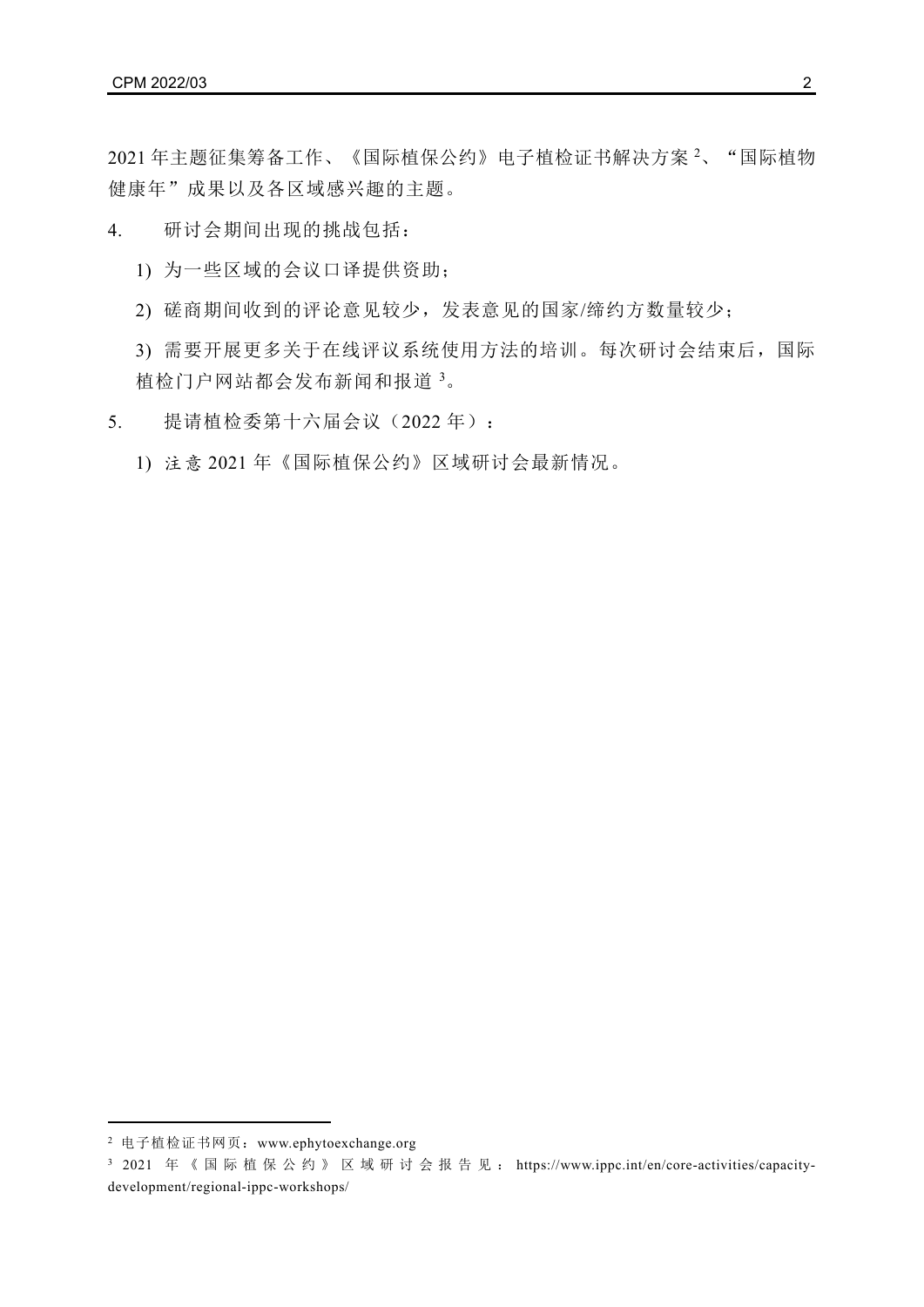2021 年主题征集筹备工作、《国际植保公约》电子植检证书解决方案[2]、“国际植物健康年”成果以及各区域感兴趣的主题。

4. 研讨会期间出现的挑战包括：

   1) 为一些区域的会议口译提供资助；

   2) 磋商期间收到的评论意见较少，发表意见的国家/缔约方数量较少；

   3) 需要开展更多关于在线评议系统使用方法的培训。每次研讨会结束后，国际植检门户网站都会发布新闻和报道[3]。

5. 提请植检委第十六届会议（2022 年）：

   1) 注意 2021 年《国际植保公约》区域研讨会最新情况。

---

[2] 电子植检证书网页：www.ephytoexchange.org

[3] 2021 年《国际植保公约》区域研讨会报告见：https://www.ippc.int/en/core-activities/capacity-development/regional-ippc-workshops/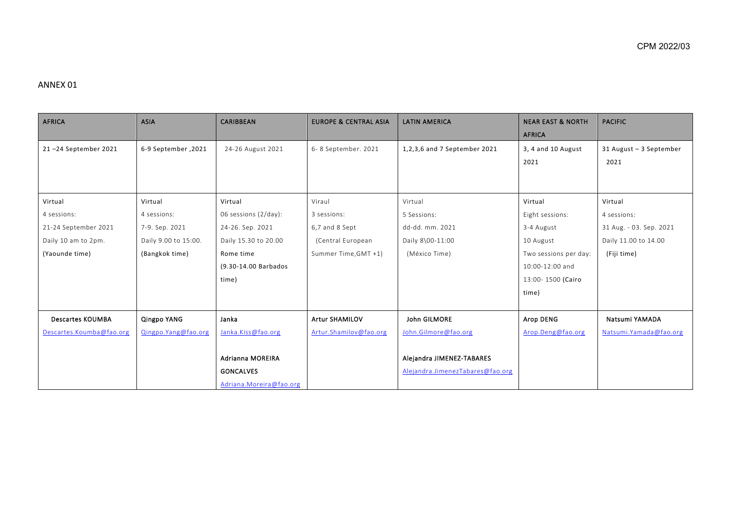ANNEX 01

| AFRICA | ASIA | CARIBBEAN | EUROPE & CENTRAL ASIA | LATIN AMERICA | NEAR EAST & NORTH AFRICA | PACIFIC |
|---|---|---|---|---|---|---|
| 21 –24 September 2021 | 6-9 September ,2021 | 24-26 August 2021 | 6- 8 September. 2021 | 1,2,3,6 and 7 September 2021 | 3, 4 and 10 August 2021 | 31 August – 3 September 2021 |
| Virtual<br>4 sessions:<br>21-24 September 2021<br>Daily 10 am to 2pm.<br>(Yaounde time) | Virtual<br>4 sessions:<br>7-9. Sep. 2021<br>Daily 9.00 to 15:00.<br>(Bangkok time) | Virtual<br>06 sessions (2/day):<br>24-26. Sep. 2021<br>Daily 15.30 to 20.00<br>Rome time<br>(9.30-14.00 Barbados time) | Viraul<br>3 sessions:<br>6,7 and 8 Sept<br>(Central European Summer Time,GMT +1) | Virtual<br>5 Sessions:<br>dd-dd. mm. 2021<br>Daily 8\00-11:00<br>(México Time) | Virtual<br>Eight sessions:<br>3-4 August<br>10 August<br>Two sessions per day:<br>10:00-12:00 and<br>13:00- 1500 (Cairo time) | Virtual<br>4 sessions:<br>31 Aug. - 03. Sep. 2021<br>Daily 11.00 to 14.00<br>(Fiji time) |
| **Descartes KOUMBA**<br>Descartes.Koumba@fao.org | **Qingpo YANG**<br>Qingpo.Yang@fao.org | **Janka**<br>Janka.Kiss@fao.org<br><br>**Adrianna MOREIRA GONCALVES**<br>Adriana.Moreira@fao.org | **Artur SHAMILOV**<br>Artur.Shamilov@fao.org | **John GILMORE**<br>John.Gilmore@fao.org<br><br>**Alejandra JIMENEZ-TABARES**<br>Alejandra.JimenezTabares@fao.org | **Arop DENG**<br>Arop.Deng@fao.org | **Natsumi YAMADA**<br>Natsumi.Yamada@fao.org |